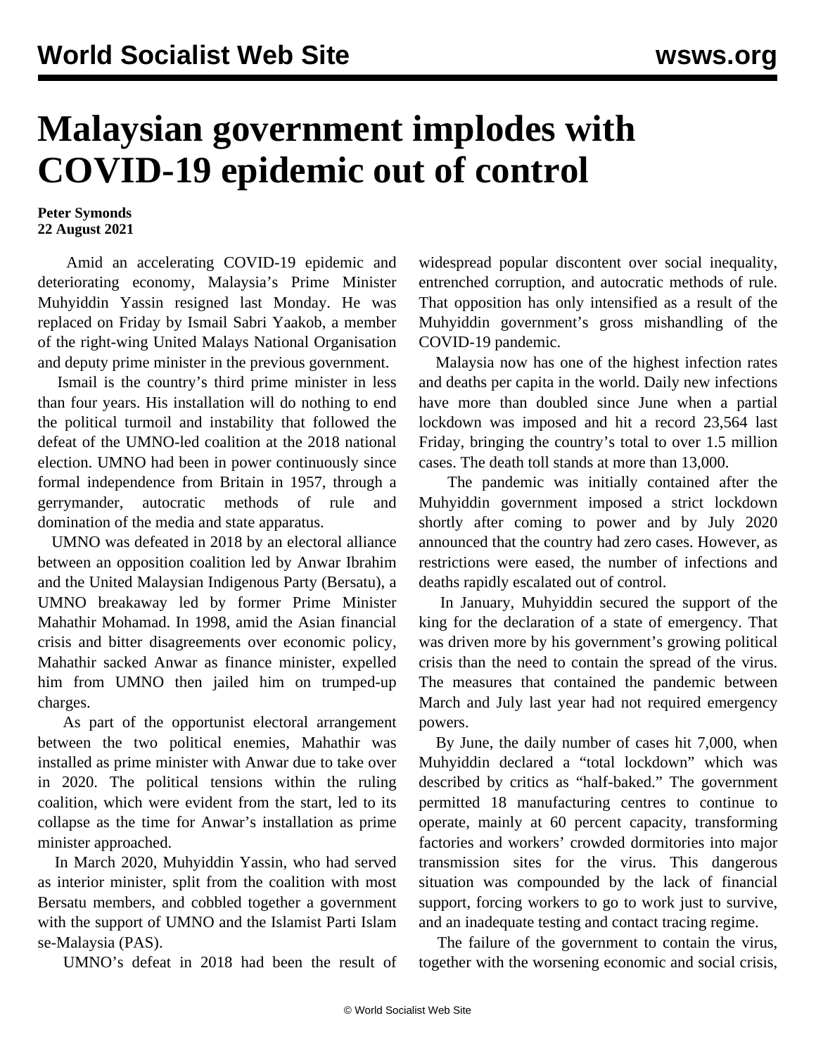# Malaysian government implodes with COVID-19 epidemic out of control

**Peter Symonds**
**22 August 2021**

Amid an accelerating COVID-19 epidemic and deteriorating economy, Malaysia's Prime Minister Muhyiddin Yassin resigned last Monday. He was replaced on Friday by Ismail Sabri Yaakob, a member of the right-wing United Malays National Organisation and deputy prime minister in the previous government.

Ismail is the country's third prime minister in less than four years. His installation will do nothing to end the political turmoil and instability that followed the defeat of the UMNO-led coalition at the 2018 national election. UMNO had been in power continuously since formal independence from Britain in 1957, through a gerrymander, autocratic methods of rule and domination of the media and state apparatus.

UMNO was defeated in 2018 by an electoral alliance between an opposition coalition led by Anwar Ibrahim and the United Malaysian Indigenous Party (Bersatu), a UMNO breakaway led by former Prime Minister Mahathir Mohamad. In 1998, amid the Asian financial crisis and bitter disagreements over economic policy, Mahathir sacked Anwar as finance minister, expelled him from UMNO then jailed him on trumped-up charges.

As part of the opportunist electoral arrangement between the two political enemies, Mahathir was installed as prime minister with Anwar due to take over in 2020. The political tensions within the ruling coalition, which were evident from the start, led to its collapse as the time for Anwar's installation as prime minister approached.

In March 2020, Muhyiddin Yassin, who had served as interior minister, split from the coalition with most Bersatu members, and cobbled together a government with the support of UMNO and the Islamist Parti Islam se-Malaysia (PAS).

UMNO's defeat in 2018 had been the result of widespread popular discontent over social inequality, entrenched corruption, and autocratic methods of rule. That opposition has only intensified as a result of the Muhyiddin government's gross mishandling of the COVID-19 pandemic.

Malaysia now has one of the highest infection rates and deaths per capita in the world. Daily new infections have more than doubled since June when a partial lockdown was imposed and hit a record 23,564 last Friday, bringing the country's total to over 1.5 million cases. The death toll stands at more than 13,000.

The pandemic was initially contained after the Muhyiddin government imposed a strict lockdown shortly after coming to power and by July 2020 announced that the country had zero cases. However, as restrictions were eased, the number of infections and deaths rapidly escalated out of control.

In January, Muhyiddin secured the support of the king for the declaration of a state of emergency. That was driven more by his government's growing political crisis than the need to contain the spread of the virus. The measures that contained the pandemic between March and July last year had not required emergency powers.

By June, the daily number of cases hit 7,000, when Muhyiddin declared a "total lockdown" which was described by critics as "half-baked." The government permitted 18 manufacturing centres to continue to operate, mainly at 60 percent capacity, transforming factories and workers' crowded dormitories into major transmission sites for the virus. This dangerous situation was compounded by the lack of financial support, forcing workers to go to work just to survive, and an inadequate testing and contact tracing regime.

The failure of the government to contain the virus, together with the worsening economic and social crisis,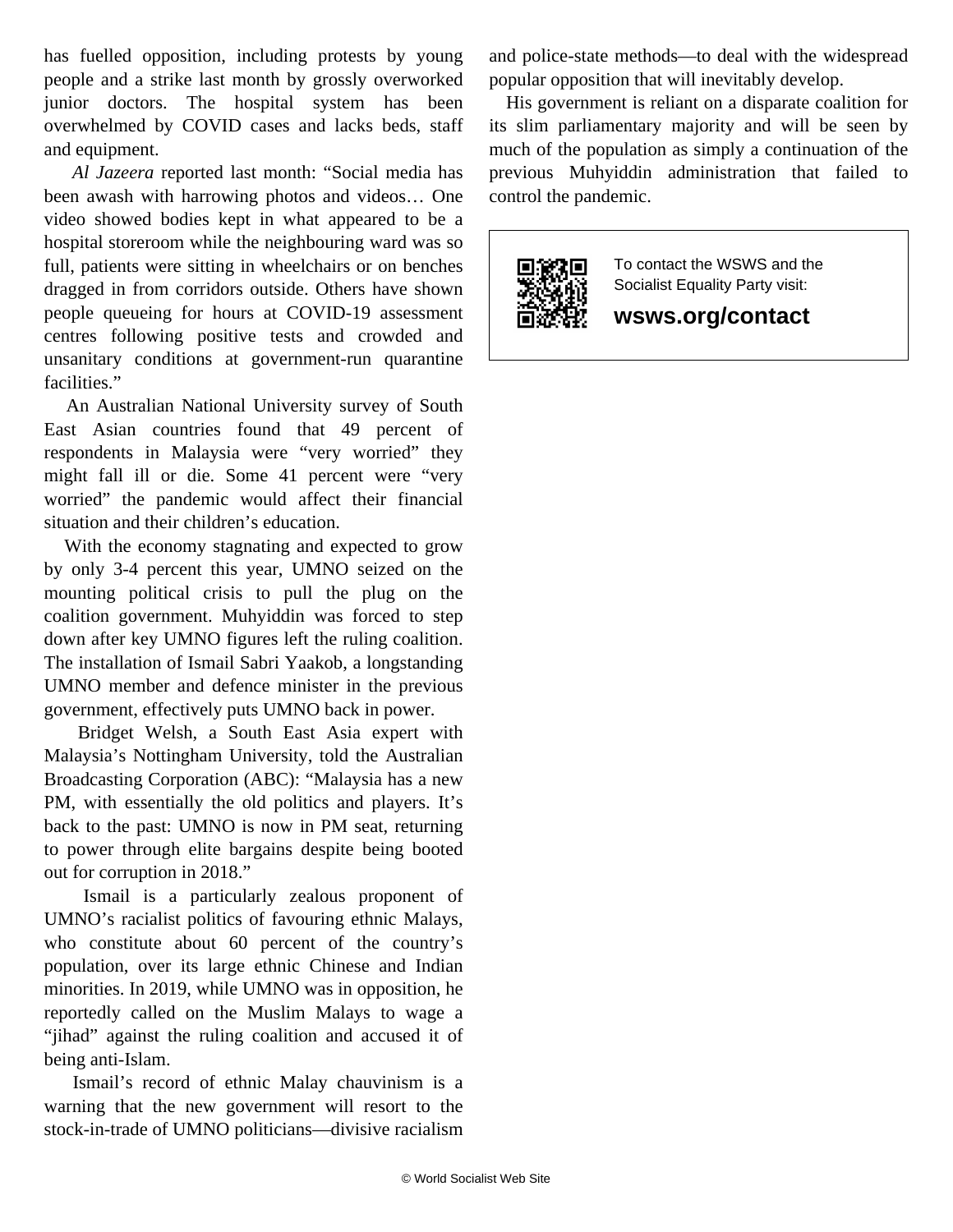has fuelled opposition, including protests by young people and a strike last month by grossly overworked junior doctors. The hospital system has been overwhelmed by COVID cases and lacks beds, staff and equipment.

*Al Jazeera* reported last month: "Social media has been awash with harrowing photos and videos… One video showed bodies kept in what appeared to be a hospital storeroom while the neighbouring ward was so full, patients were sitting in wheelchairs or on benches dragged in from corridors outside. Others have shown people queueing for hours at COVID-19 assessment centres following positive tests and crowded and unsanitary conditions at government-run quarantine facilities."

An Australian National University survey of South East Asian countries found that 49 percent of respondents in Malaysia were "very worried" they might fall ill or die. Some 41 percent were "very worried" the pandemic would affect their financial situation and their children's education.

With the economy stagnating and expected to grow by only 3-4 percent this year, UMNO seized on the mounting political crisis to pull the plug on the coalition government. Muhyiddin was forced to step down after key UMNO figures left the ruling coalition. The installation of Ismail Sabri Yaakob, a longstanding UMNO member and defence minister in the previous government, effectively puts UMNO back in power.

Bridget Welsh, a South East Asia expert with Malaysia's Nottingham University, told the Australian Broadcasting Corporation (ABC): "Malaysia has a new PM, with essentially the old politics and players. It's back to the past: UMNO is now in PM seat, returning to power through elite bargains despite being booted out for corruption in 2018."

Ismail is a particularly zealous proponent of UMNO's racialist politics of favouring ethnic Malays, who constitute about 60 percent of the country's population, over its large ethnic Chinese and Indian minorities. In 2019, while UMNO was in opposition, he reportedly called on the Muslim Malays to wage a "jihad" against the ruling coalition and accused it of being anti-Islam.

Ismail's record of ethnic Malay chauvinism is a warning that the new government will resort to the stock-in-trade of UMNO politicians—divisive racialism and police-state methods—to deal with the widespread popular opposition that will inevitably develop.

His government is reliant on a disparate coalition for its slim parliamentary majority and will be seen by much of the population as simply a continuation of the previous Muhyiddin administration that failed to control the pandemic.

To contact the WSWS and the Socialist Equality Party visit:

**wsws.org/contact**